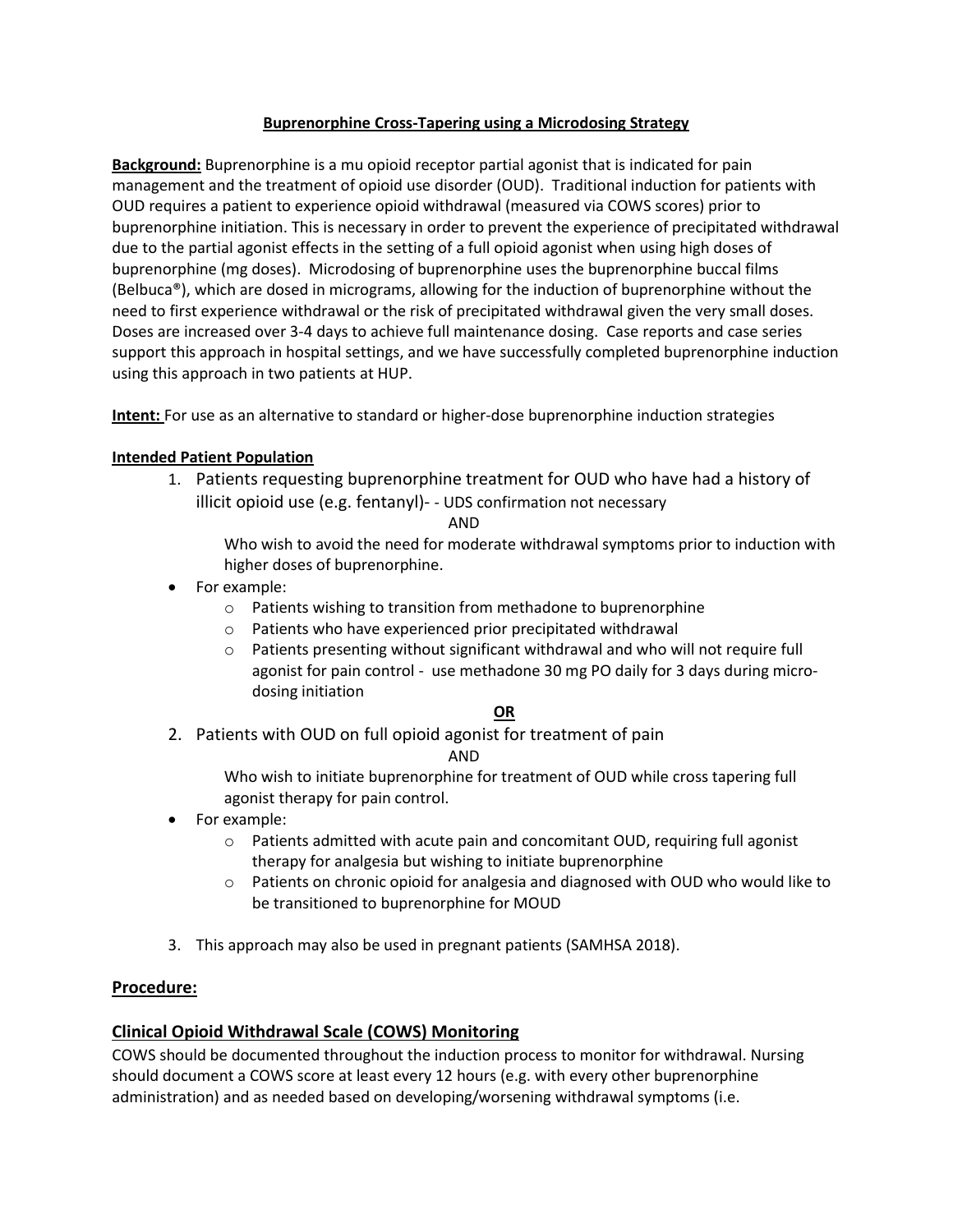**Buprenorphine Cross-Tapering using a Microdosing Strategy**

**Background:** Buprenorphine is a mu opioid receptor partial agonist that is indicated for pain management and the treatment of opioid use disorder (OUD). Traditional induction for patients with OUD requires a patient to experience opioid withdrawal (measured via COWS scores) prior to buprenorphine initiation. This is necessary in order to prevent the experience of precipitated withdrawal due to the partial agonist effects in the setting of a full opioid agonist when using high doses of buprenorphine (mg doses). Microdosing of buprenorphine uses the buprenorphine buccal films (Belbuca®), which are dosed in micrograms, allowing for the induction of buprenorphine without the need to first experience withdrawal or the risk of precipitated withdrawal given the very small doses. Doses are increased over 3-4 days to achieve full maintenance dosing. Case reports and case series support this approach in hospital settings, and we have successfully completed buprenorphine induction using this approach in two patients at HUP.

**Intent:** For use as an alternative to standard or higher-dose buprenorphine induction strategies

**Intended Patient Population**

1. Patients requesting buprenorphine treatment for OUD who have had a history of illicit opioid use (e.g. fentanyl)- - UDS confirmation not necessary

   AND

   Who wish to avoid the need for moderate withdrawal symptoms prior to induction with higher doses of buprenorphine.

- For example:
  - Patients wishing to transition from methadone to buprenorphine
  - Patients who have experienced prior precipitated withdrawal
  - Patients presenting without significant withdrawal and who will not require full agonist for pain control - use methadone 30 mg PO daily for 3 days during micro-dosing initiation

**OR**

2. Patients with OUD on full opioid agonist for treatment of pain

   AND

   Who wish to initiate buprenorphine for treatment of OUD while cross tapering full agonist therapy for pain control.

- For example:
  - Patients admitted with acute pain and concomitant OUD, requiring full agonist therapy for analgesia but wishing to initiate buprenorphine
  - Patients on chronic opioid for analgesia and diagnosed with OUD who would like to be transitioned to buprenorphine for MOUD

3. This approach may also be used in pregnant patients (SAMHSA 2018).

## Procedure:

## Clinical Opioid Withdrawal Scale (COWS) Monitoring

COWS should be documented throughout the induction process to monitor for withdrawal. Nursing should document a COWS score at least every 12 hours (e.g. with every other buprenorphine administration) and as needed based on developing/worsening withdrawal symptoms (i.e.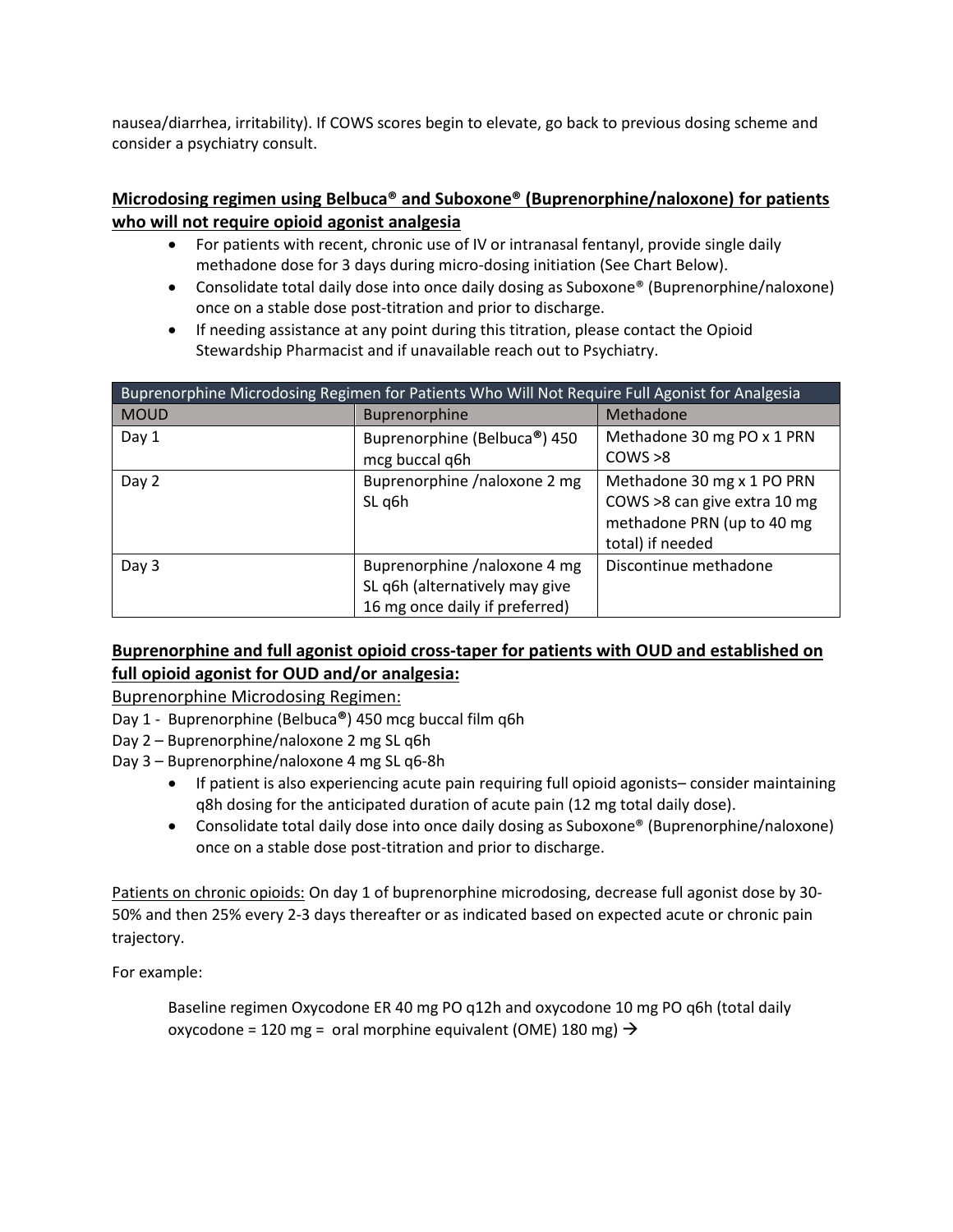nausea/diarrhea, irritability). If COWS scores begin to elevate, go back to previous dosing scheme and consider a psychiatry consult.

## Microdosing regimen using Belbuca® and Suboxone® (Buprenorphine/naloxone) for patients who will not require opioid agonist analgesia

- For patients with recent, chronic use of IV or intranasal fentanyl, provide single daily methadone dose for 3 days during micro-dosing initiation (See Chart Below).
- Consolidate total daily dose into once daily dosing as Suboxone® (Buprenorphine/naloxone) once on a stable dose post-titration and prior to discharge.
- If needing assistance at any point during this titration, please contact the Opioid Stewardship Pharmacist and if unavailable reach out to Psychiatry.

| Buprenorphine Microdosing Regimen for Patients Who Will Not Require Full Agonist for Analgesia | | |
|---|---|---|
| MOUD | Buprenorphine | Methadone |
| Day 1 | Buprenorphine (Belbuca®) 450 mcg buccal q6h | Methadone 30 mg PO x 1 PRN COWS >8 |
| Day 2 | Buprenorphine /naloxone 2 mg SL q6h | Methadone 30 mg x 1 PO PRN COWS >8 can give extra 10 mg methadone PRN (up to 40 mg total) if needed |
| Day 3 | Buprenorphine /naloxone 4 mg SL q6h (alternatively may give 16 mg once daily if preferred) | Discontinue methadone |

## Buprenorphine and full agonist opioid cross-taper for patients with OUD and established on full opioid agonist for OUD and/or analgesia:

Buprenorphine Microdosing Regimen:

Day 1 - Buprenorphine (Belbuca®) 450 mcg buccal film q6h

Day 2 – Buprenorphine/naloxone 2 mg SL q6h

Day 3 – Buprenorphine/naloxone 4 mg SL q6-8h

- If patient is also experiencing acute pain requiring full opioid agonists– consider maintaining q8h dosing for the anticipated duration of acute pain (12 mg total daily dose).
- Consolidate total daily dose into once daily dosing as Suboxone® (Buprenorphine/naloxone) once on a stable dose post-titration and prior to discharge.

Patients on chronic opioids: On day 1 of buprenorphine microdosing, decrease full agonist dose by 30-50% and then 25% every 2-3 days thereafter or as indicated based on expected acute or chronic pain trajectory.

For example:

> Baseline regimen Oxycodone ER 40 mg PO q12h and oxycodone 10 mg PO q6h (total daily oxycodone = 120 mg = oral morphine equivalent (OME) 180 mg) →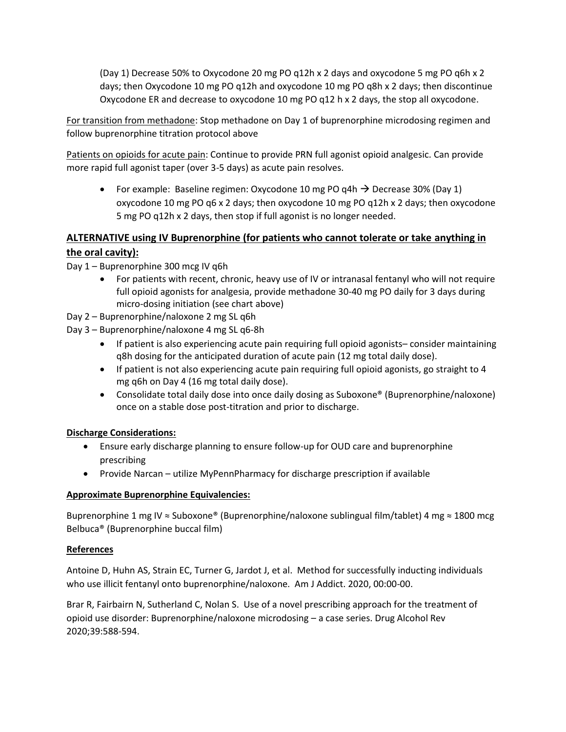(Day 1) Decrease 50% to Oxycodone 20 mg PO q12h x 2 days and oxycodone 5 mg PO q6h x 2 days; then Oxycodone 10 mg PO q12h and oxycodone 10 mg PO q8h x 2 days; then discontinue Oxycodone ER and decrease to oxycodone 10 mg PO q12 h x 2 days, the stop all oxycodone.

<u>For transition from methadone</u>: Stop methadone on Day 1 of buprenorphine microdosing regimen and follow buprenorphine titration protocol above

<u>Patients on opioids for acute pain</u>: Continue to provide PRN full agonist opioid analgesic. Can provide more rapid full agonist taper (over 3-5 days) as acute pain resolves.

- For example: Baseline regimen: Oxycodone 10 mg PO q4h → Decrease 30% (Day 1) oxycodone 10 mg PO q6 x 2 days; then oxycodone 10 mg PO q12h x 2 days; then oxycodone 5 mg PO q12h x 2 days, then stop if full agonist is no longer needed.

## <u>ALTERNATIVE using IV Buprenorphine (for patients who cannot tolerate or take anything in the oral cavity):</u>

Day 1 – Buprenorphine 300 mcg IV q6h

- For patients with recent, chronic, heavy use of IV or intranasal fentanyl who will not require full opioid agonists for analgesia, provide methadone 30-40 mg PO daily for 3 days during micro-dosing initiation (see chart above)

Day 2 – Buprenorphine/naloxone 2 mg SL q6h

Day 3 – Buprenorphine/naloxone 4 mg SL q6-8h

- If patient is also experiencing acute pain requiring full opioid agonists– consider maintaining q8h dosing for the anticipated duration of acute pain (12 mg total daily dose).
- If patient is not also experiencing acute pain requiring full opioid agonists, go straight to 4 mg q6h on Day 4 (16 mg total daily dose).
- Consolidate total daily dose into once daily dosing as Suboxone® (Buprenorphine/naloxone) once on a stable dose post-titration and prior to discharge.

**<u>Discharge Considerations:</u>**

- Ensure early discharge planning to ensure follow-up for OUD care and buprenorphine prescribing
- Provide Narcan – utilize MyPennPharmacy for discharge prescription if available

**<u>Approximate Buprenorphine Equivalencies:</u>**

Buprenorphine 1 mg IV ≈ Suboxone® (Buprenorphine/naloxone sublingual film/tablet) 4 mg ≈ 1800 mcg Belbuca® (Buprenorphine buccal film)

**<u>References</u>**

Antoine D, Huhn AS, Strain EC, Turner G, Jardot J, et al. Method for successfully inducting individuals who use illicit fentanyl onto buprenorphine/naloxone. Am J Addict. 2020, 00:00-00.

Brar R, Fairbairn N, Sutherland C, Nolan S. Use of a novel prescribing approach for the treatment of opioid use disorder: Buprenorphine/naloxone microdosing – a case series. Drug Alcohol Rev 2020;39:588-594.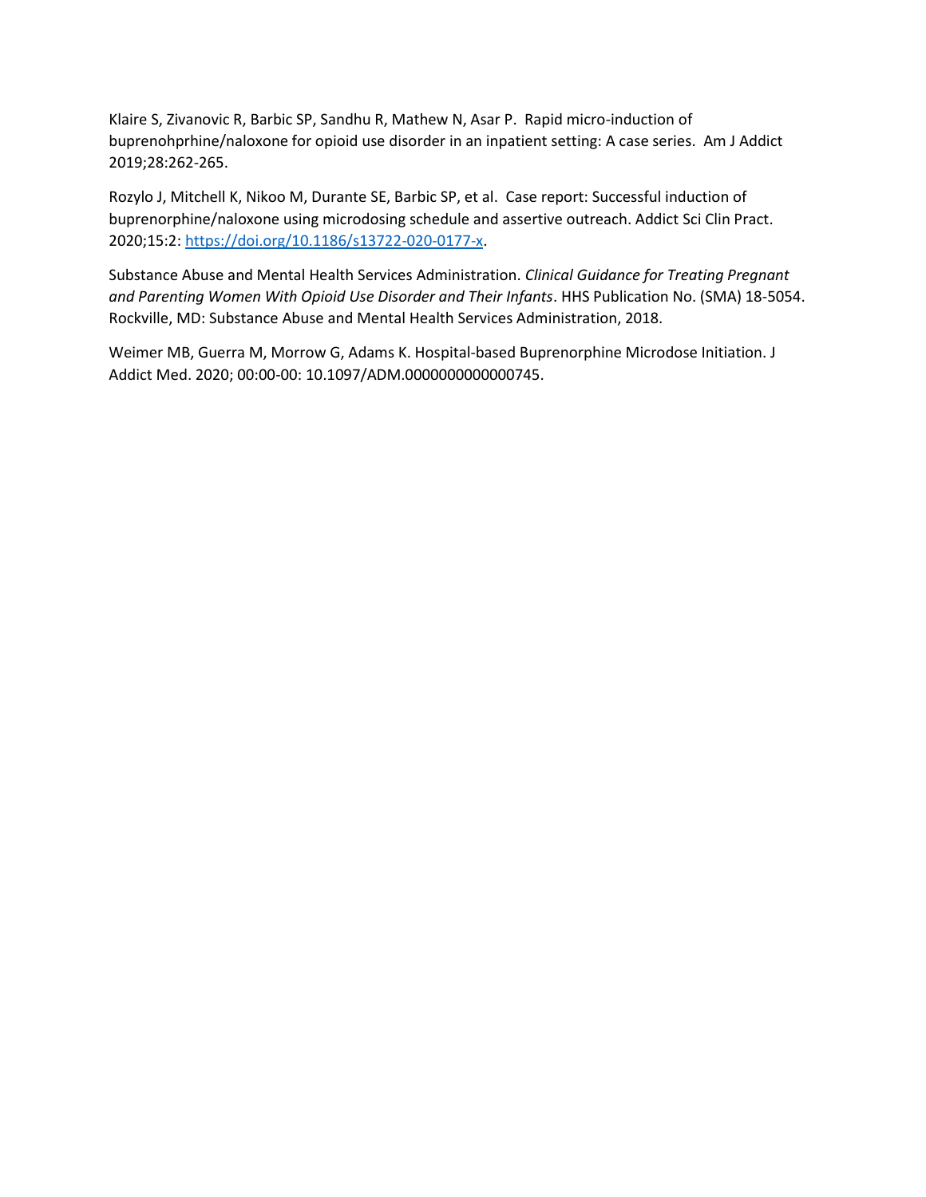Klaire S, Zivanovic R, Barbic SP, Sandhu R, Mathew N, Asar P. Rapid micro-induction of buprenohprhine/naloxone for opioid use disorder in an inpatient setting: A case series. Am J Addict 2019;28:262-265.

Rozylo J, Mitchell K, Nikoo M, Durante SE, Barbic SP, et al. Case report: Successful induction of buprenorphine/naloxone using microdosing schedule and assertive outreach. Addict Sci Clin Pract. 2020;15:2: https://doi.org/10.1186/s13722-020-0177-x.

Substance Abuse and Mental Health Services Administration. *Clinical Guidance for Treating Pregnant and Parenting Women With Opioid Use Disorder and Their Infants*. HHS Publication No. (SMA) 18-5054. Rockville, MD: Substance Abuse and Mental Health Services Administration, 2018.

Weimer MB, Guerra M, Morrow G, Adams K. Hospital-based Buprenorphine Microdose Initiation. J Addict Med. 2020; 00:00-00: 10.1097/ADM.0000000000000745.